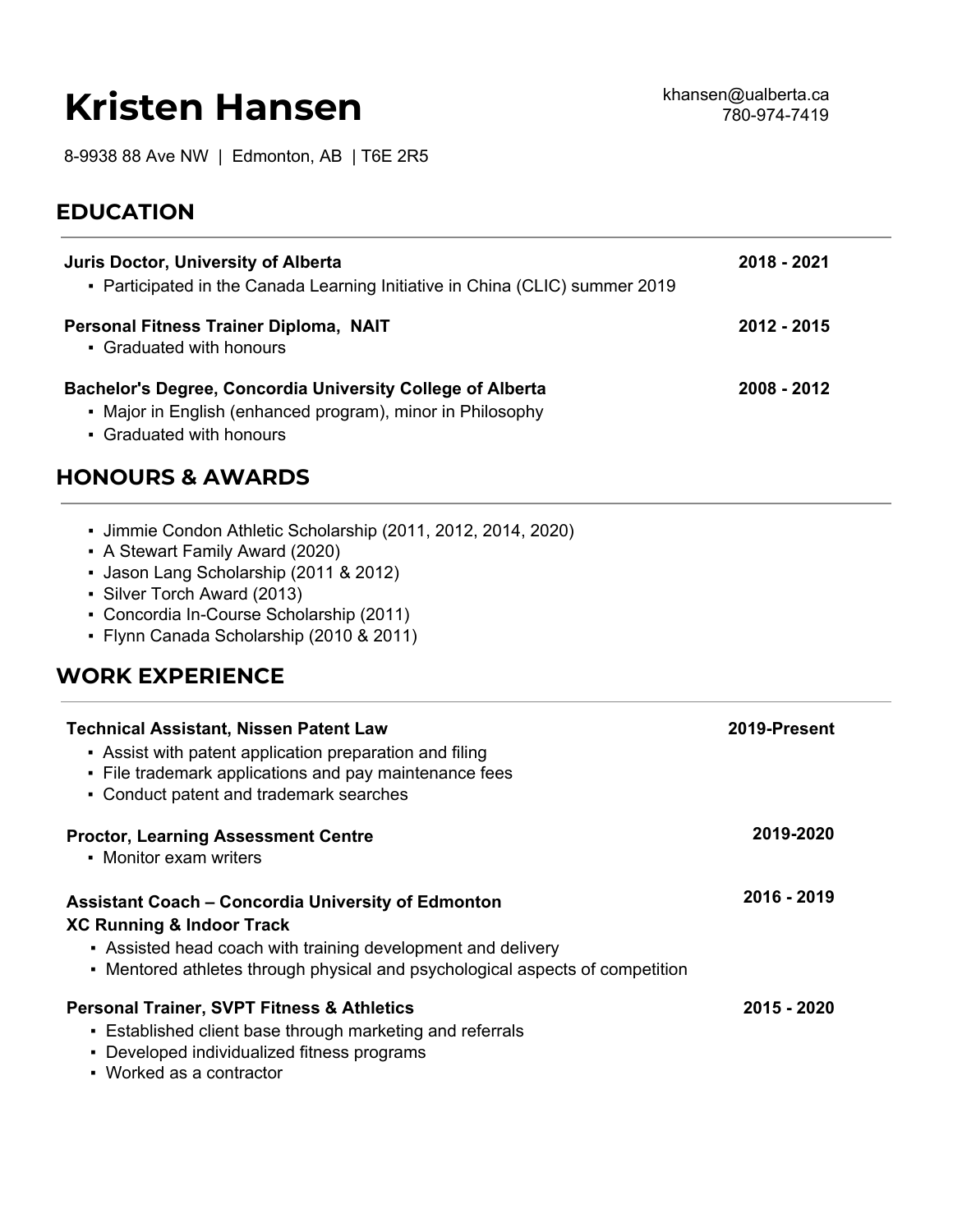# Kristen Hansen

khansen@ualberta.ca
780-974-7419

8-9938 88 Ave NW | Edmonton, AB | T6E 2R5

## EDUCATION

**Juris Doctor, University of Alberta** **2018 - 2021**
- Participated in the Canada Learning Initiative in China (CLIC) summer 2019

**Personal Fitness Trainer Diploma, NAIT** **2012 - 2015**
- Graduated with honours

**Bachelor's Degree, Concordia University College of Alberta** **2008 - 2012**
- Major in English (enhanced program), minor in Philosophy
- Graduated with honours

## HONOURS & AWARDS

- Jimmie Condon Athletic Scholarship (2011, 2012, 2014, 2020)
- A Stewart Family Award (2020)
- Jason Lang Scholarship (2011 & 2012)
- Silver Torch Award (2013)
- Concordia In-Course Scholarship (2011)
- Flynn Canada Scholarship (2010 & 2011)

## WORK EXPERIENCE

**Technical Assistant, Nissen Patent Law** **2019-Present**
- Assist with patent application preparation and filing
- File trademark applications and pay maintenance fees
- Conduct patent and trademark searches

**Proctor, Learning Assessment Centre** **2019-2020**
- Monitor exam writers

**Assistant Coach – Concordia University of Edmonton** **2016 - 2019**
**XC Running & Indoor Track**
- Assisted head coach with training development and delivery
- Mentored athletes through physical and psychological aspects of competition

**Personal Trainer, SVPT Fitness & Athletics** **2015 - 2020**
- Established client base through marketing and referrals
- Developed individualized fitness programs
- Worked as a contractor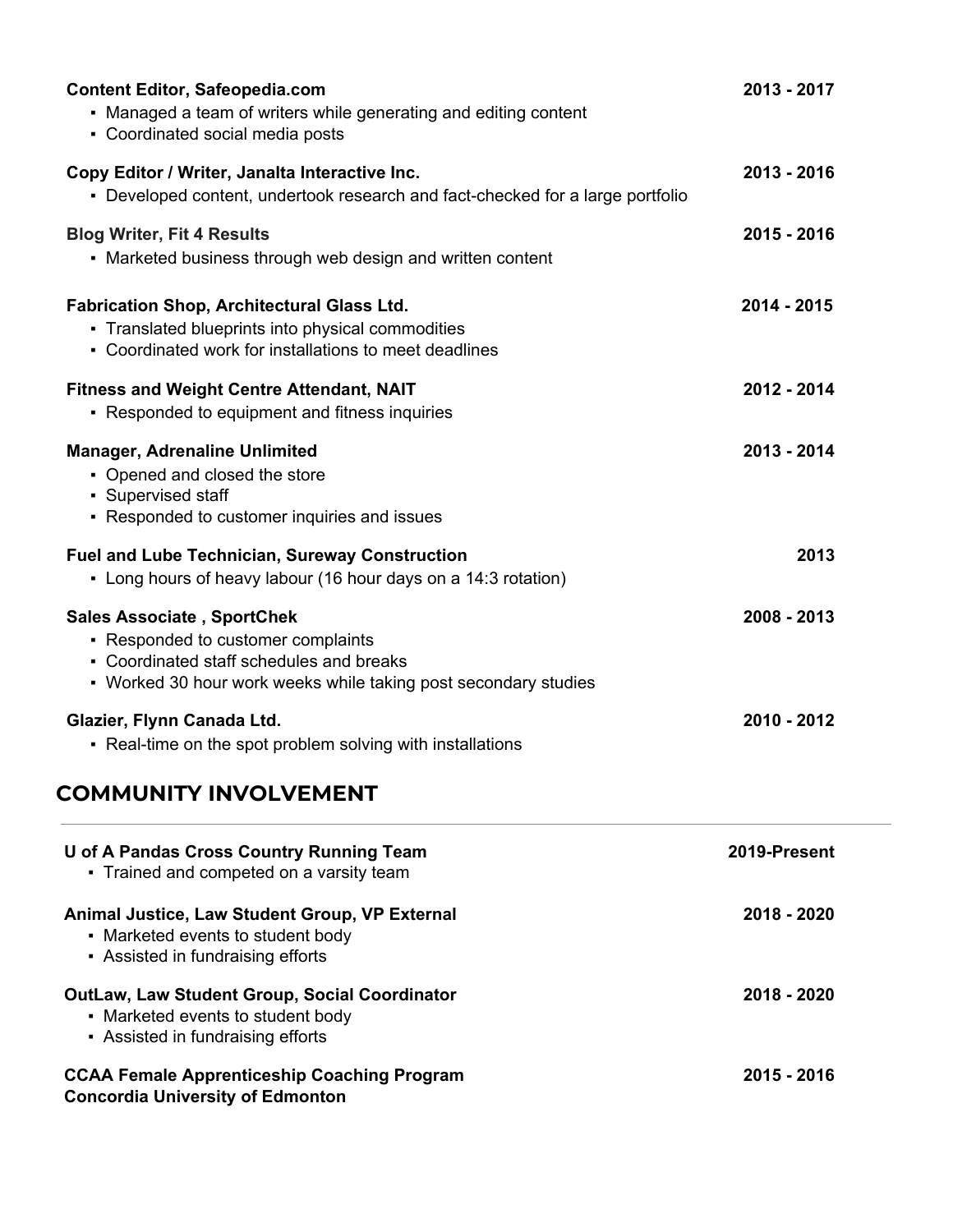**Content Editor, Safeopedia.com** 2013 - 2017

- Managed a team of writers while generating and editing content
- Coordinated social media posts

**Copy Editor / Writer, Janalta Interactive Inc.** 2013 - 2016

- Developed content, undertook research and fact-checked for a large portfolio

**Blog Writer, Fit 4 Results** 2015 - 2016

- Marketed business through web design and written content

**Fabrication Shop, Architectural Glass Ltd.** 2014 - 2015

- Translated blueprints into physical commodities
- Coordinated work for installations to meet deadlines

**Fitness and Weight Centre Attendant, NAIT** 2012 - 2014

- Responded to equipment and fitness inquiries

**Manager, Adrenaline Unlimited** 2013 - 2014

- Opened and closed the store
- Supervised staff
- Responded to customer inquiries and issues

**Fuel and Lube Technician, Sureway Construction** 2013

- Long hours of heavy labour (16 hour days on a 14:3 rotation)

**Sales Associate , SportChek** 2008 - 2013

- Responded to customer complaints
- Coordinated staff schedules and breaks
- Worked 30 hour work weeks while taking post secondary studies

**Glazier, Flynn Canada Ltd.** 2010 - 2012

- Real-time on the spot problem solving with installations

## COMMUNITY INVOLVEMENT

**U of A Pandas Cross Country Running Team** 2019-Present

- Trained and competed on a varsity team

**Animal Justice, Law Student Group, VP External** 2018 - 2020

- Marketed events to student body
- Assisted in fundraising efforts

**OutLaw, Law Student Group, Social Coordinator** 2018 - 2020

- Marketed events to student body
- Assisted in fundraising efforts

**CCAA Female Apprenticeship Coaching Program** 2015 - 2016
**Concordia University of Edmonton**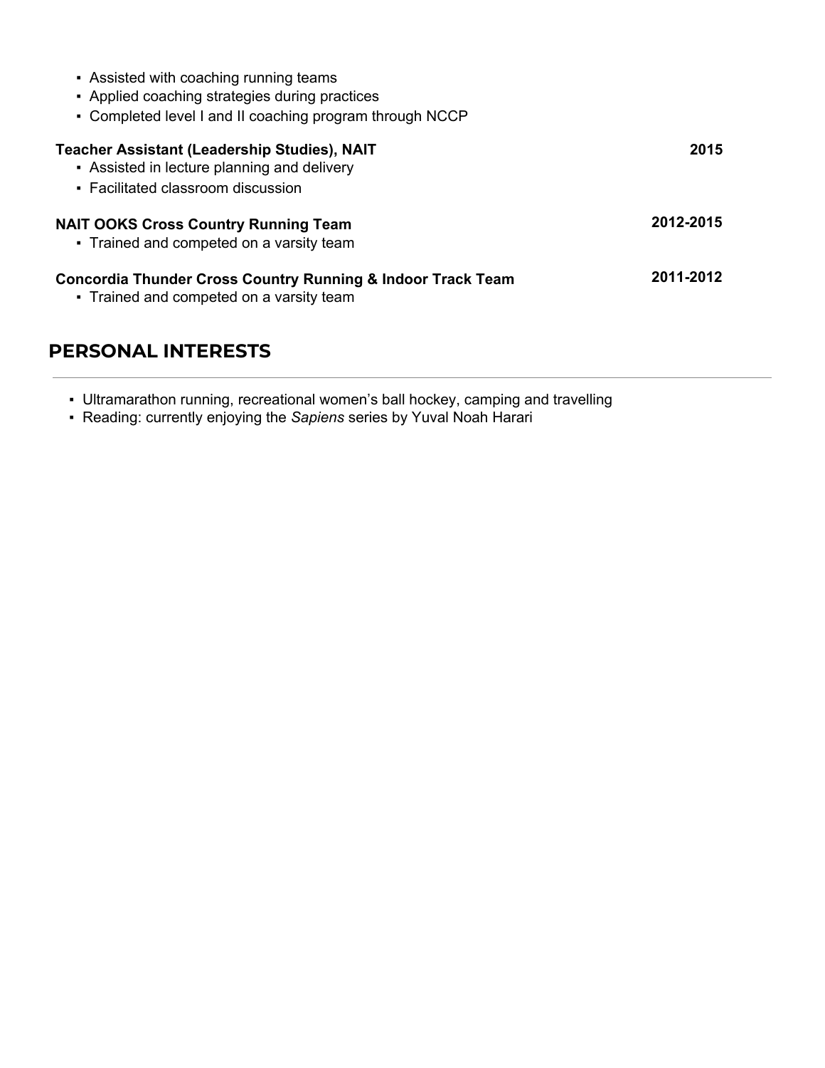- Assisted with coaching running teams
- Applied coaching strategies during practices
- Completed level I and II coaching program through NCCP

**Teacher Assistant (Leadership Studies), NAIT** **2015**

- Assisted in lecture planning and delivery
- Facilitated classroom discussion

**NAIT OOKS Cross Country Running Team** **2012-2015**

- Trained and competed on a varsity team

**Concordia Thunder Cross Country Running & Indoor Track Team** **2011-2012**

- Trained and competed on a varsity team

## PERSONAL INTERESTS

- Ultramarathon running, recreational women's ball hockey, camping and travelling
- Reading: currently enjoying the *Sapiens* series by Yuval Noah Harari